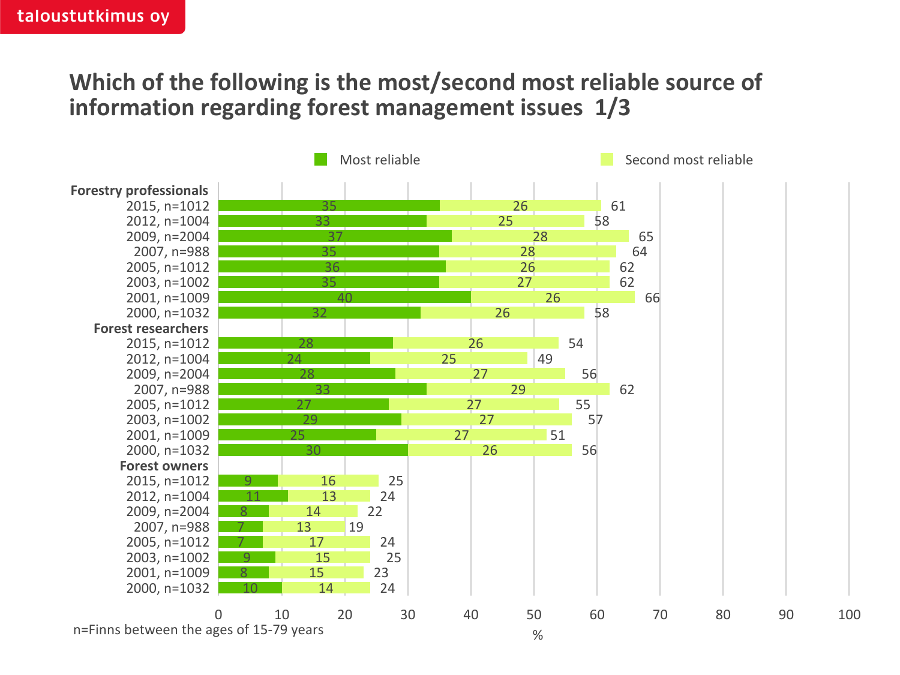taloustutkimus oy

# Which of the following is the most/second most reliable source of information regarding forest management issues 1/3

| | Most reliable | Second most reliable | Total |
|---|---|---|---|
| **Forestry professionals** | | | |
| 2015, n=1012 | 35 | 26 | 61 |
| 2012, n=1004 | 33 | 25 | 58 |
| 2009, n=2004 | 37 | 28 | 65 |
| 2007, n=988 | 35 | 28 | 64 |
| 2005, n=1012 | 36 | 26 | 62 |
| 2003, n=1002 | 35 | 27 | 62 |
| 2001, n=1009 | 40 | 26 | 66 |
| 2000, n=1032 | 32 | 26 | 58 |
| **Forest researchers** | | | |
| 2015, n=1012 | 28 | 26 | 54 |
| 2012, n=1004 | 24 | 25 | 49 |
| 2009, n=2004 | 28 | 27 | 56 |
| 2007, n=988 | 33 | 29 | 62 |
| 2005, n=1012 | 27 | 27 | 55 |
| 2003, n=1002 | 29 | 27 | 57 |
| 2001, n=1009 | 25 | 27 | 51 |
| 2000, n=1032 | 30 | 26 | 56 |
| **Forest owners** | | | |
| 2015, n=1012 | 9 | 16 | 25 |
| 2012, n=1004 | 11 | 13 | 24 |
| 2009, n=2004 | 8 | 14 | 22 |
| 2007, n=988 | 7 | 13 | 19 |
| 2005, n=1012 | 7 | 17 | 24 |
| 2003, n=1002 | 9 | 15 | 25 |
| 2001, n=1009 | 8 | 15 | 23 |
| 2000, n=1032 | 10 | 14 | 24 |

%

n=Finns between the ages of 15-79 years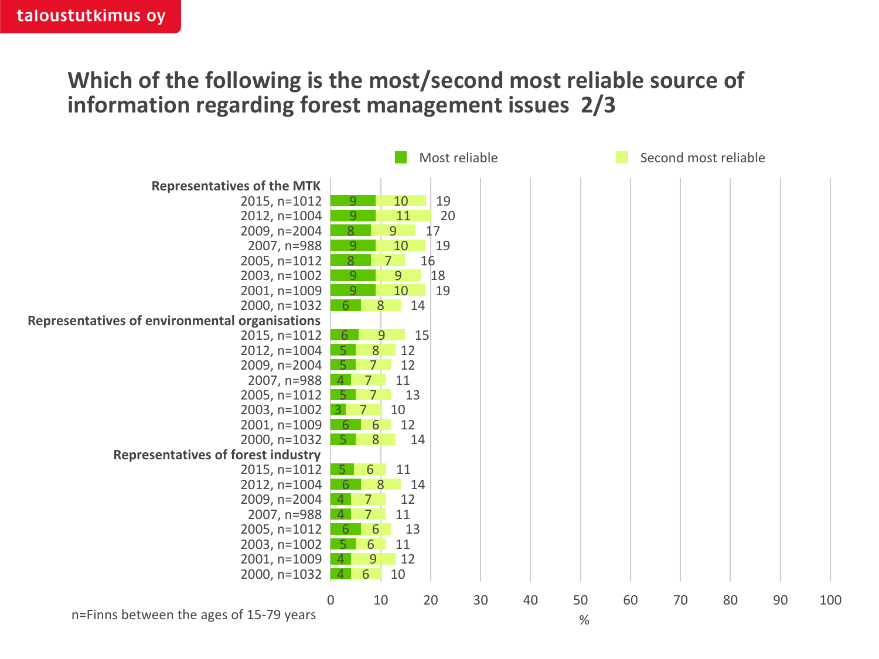# Which of the following is the most/second most reliable source of information regarding forest management issues 2/3

| | Most reliable | Second most reliable | Total |
|---|---|---|---|
| **Representatives of the MTK** | | | |
| 2015, n=1012 | 9 | 10 | 19 |
| 2012, n=1004 | 9 | 11 | 20 |
| 2009, n=2004 | 8 | 9 | 17 |
| 2007, n=988 | 9 | 10 | 19 |
| 2005, n=1012 | 8 | 7 | 16 |
| 2003, n=1002 | 9 | 9 | 18 |
| 2001, n=1009 | 9 | 10 | 19 |
| 2000, n=1032 | 6 | 8 | 14 |
| **Representatives of environmental organisations** | | | |
| 2015, n=1012 | 6 | 9 | 15 |
| 2012, n=1004 | 5 | 8 | 12 |
| 2009, n=2004 | 5 | 7 | 12 |
| 2007, n=988 | 4 | 7 | 11 |
| 2005, n=1012 | 5 | 7 | 13 |
| 2003, n=1002 | 3 | 7 | 10 |
| 2001, n=1009 | 6 | 6 | 12 |
| 2000, n=1032 | 5 | 8 | 14 |
| **Representatives of forest industry** | | | |
| 2015, n=1012 | 5 | 6 | 11 |
| 2012, n=1004 | 6 | 8 | 14 |
| 2009, n=2004 | 4 | 7 | 12 |
| 2007, n=988 | 4 | 7 | 11 |
| 2005, n=1012 | 6 | 6 | 13 |
| 2003, n=1002 | 5 | 6 | 11 |
| 2001, n=1009 | 4 | 9 | 12 |
| 2000, n=1032 | 4 | 6 | 10 |

%

n=Finns between the ages of 15-79 years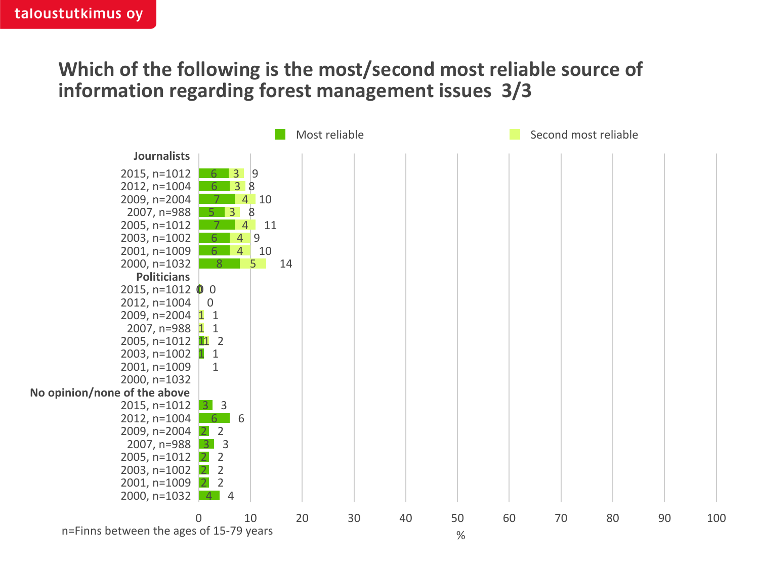taloustutkimus oy

# Which of the following is the most/second most reliable source of information regarding forest management issues 3/3

Most reliable
Second most reliable

**Journalists**

2015, n=1012 6 3 9
2012, n=1004 6 3 8
2009, n=2004 7 4 10
2007, n=988 5 3 8
2005, n=1012 7 4 11
2003, n=1002 6 4 9
2001, n=1009 6 4 10
2000, n=1032 8 5 14

**Politicians**

2015, n=1012 0 0 0
2012, n=1004 0
2009, n=2004 1 1
2007, n=988 1 1
2005, n=1012 1 1 2
2003, n=1002 1 1
2001, n=1009 1
2000, n=1032

**No opinion/none of the above**

2015, n=1012 3 3
2012, n=1004 6 6
2009, n=2004 2 2
2007, n=988 3 3
2005, n=1012 2 2
2003, n=1002 2 2
2001, n=1009 2 2
2000, n=1032 4 4

0 10 20 30 40 50 60 70 80 90 100

%

n=Finns between the ages of 15-79 years